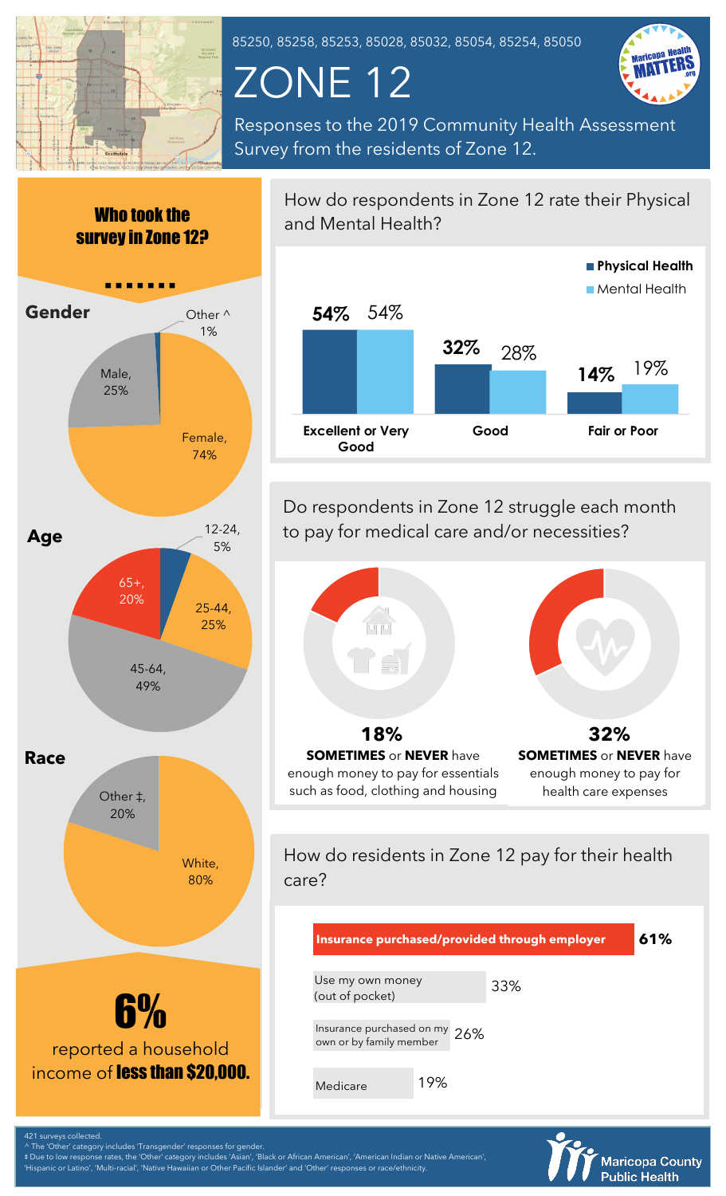85250, 85258, 85253, 85028, 85032, 85054, 85254, 85050

# ZONE 12

Responses to the 2019 Community Health Assessment Survey from the residents of Zone 12.

## Who took the survey in Zone 12?

### Gender

| Gender | Percent |
|---|---|
| Female | 74% |
| Male | 25% |
| Other ^ | 1% |

### Age

| Age | Percent |
|---|---|
| 12-24 | 5% |
| 25-44 | 25% |
| 45-64 | 49% |
| 65+ | 20% |

### Race

| Race | Percent |
|---|---|
| White | 80% |
| Other ‡ | 20% |

**6%** reported a household income of **less than $20,000.**

## How do respondents in Zone 12 rate their Physical and Mental Health?

| | Physical Health | Mental Health |
|---|---|---|
| Excellent or Very Good | 54% | 54% |
| Good | 32% | 28% |
| Fair or Poor | 14% | 19% |

## Do respondents in Zone 12 struggle each month to pay for medical care and/or necessities?

**18%** **SOMETIMES** or **NEVER** have enough money to pay for essentials such as food, clothing and housing

**32%** **SOMETIMES** or **NEVER** have enough money to pay for health care expenses

## How do residents in Zone 12 pay for their health care?

| Payment method | Percent |
|---|---|
| **Insurance purchased/provided through employer** | **61%** |
| Use my own money (out of pocket) | 33% |
| Insurance purchased on my own or by family member | 26% |
| Medicare | 19% |

421 surveys collected.

^ The 'Other' category includes 'Transgender' responses for gender.

‡ Due to low response rates, the 'Other' category includes 'Asian', 'Black or African American', 'American Indian or Native American', 'Hispanic or Latino', 'Multi-racial', 'Native Hawaiian or Other Pacific Islander' and 'Other' responses or race/ethnicity.

Maricopa County Public Health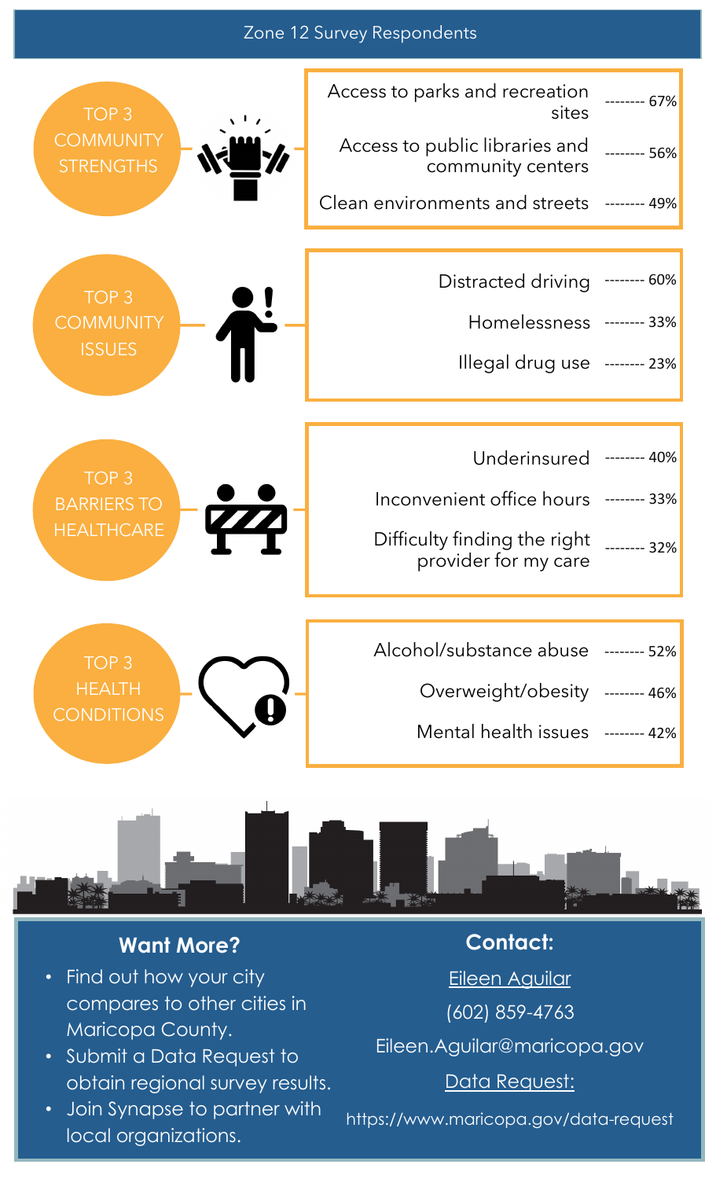## Zone 12 Survey Respondents

### TOP 3 COMMUNITY STRENGTHS

- Access to parks and recreation sites -------- 67%
- Access to public libraries and community centers -------- 56%
- Clean environments and streets -------- 49%

### TOP 3 COMMUNITY ISSUES

- Distracted driving -------- 60%
- Homelessness -------- 33%
- Illegal drug use -------- 23%

### TOP 3 BARRIERS TO HEALTHCARE

- Underinsured -------- 40%
- Inconvenient office hours -------- 33%
- Difficulty finding the right provider for my care -------- 32%

### TOP 3 HEALTH CONDITIONS

- Alcohol/substance abuse -------- 52%
- Overweight/obesity -------- 46%
- Mental health issues -------- 42%

## Want More?

- Find out how your city compares to other cities in Maricopa County.
- Submit a Data Request to obtain regional survey results.
- Join Synapse to partner with local organizations.

## Contact:

Eileen Aguilar

(602) 859-4763

Eileen.Aguilar@maricopa.gov

Data Request:

https://www.maricopa.gov/data-request